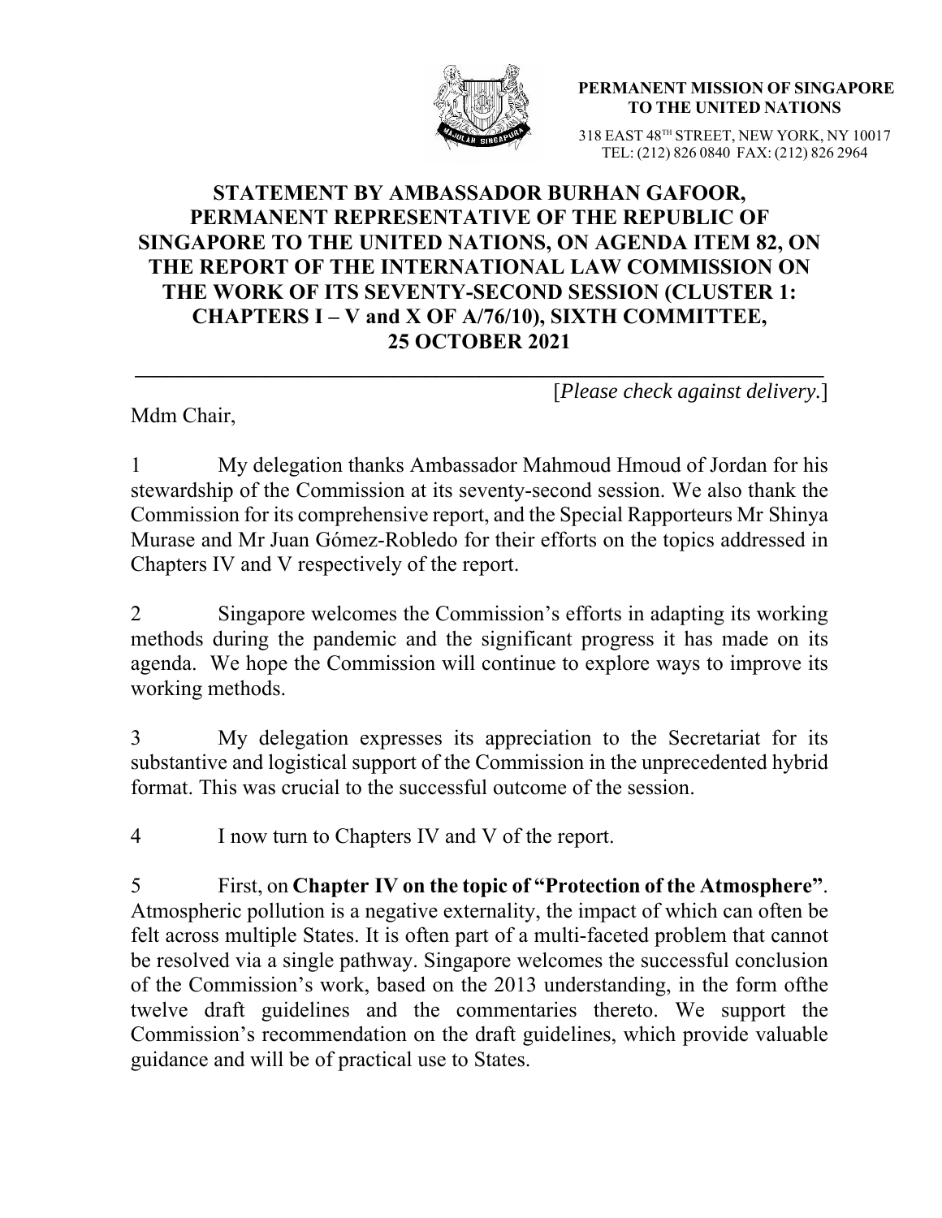**PERMANENT MISSION OF SINGAPORE TO THE UNITED NATIONS**

318 EAST 48TH STREET, NEW YORK, NY 10017
TEL: (212) 826 0840 FAX: (212) 826 2964

# STATEMENT BY AMBASSADOR BURHAN GAFOOR, PERMANENT REPRESENTATIVE OF THE REPUBLIC OF SINGAPORE TO THE UNITED NATIONS, ON AGENDA ITEM 82, ON THE REPORT OF THE INTERNATIONAL LAW COMMISSION ON THE WORK OF ITS SEVENTY-SECOND SESSION (CLUSTER 1: CHAPTERS I – V and X OF A/76/10), SIXTH COMMITTEE, 25 OCTOBER 2021

---

[*Please check against delivery.*]

Mdm Chair,

1 My delegation thanks Ambassador Mahmoud Hmoud of Jordan for his stewardship of the Commission at its seventy-second session. We also thank the Commission for its comprehensive report, and the Special Rapporteurs Mr Shinya Murase and Mr Juan Gómez-Robledo for their efforts on the topics addressed in Chapters IV and V respectively of the report.

2 Singapore welcomes the Commission's efforts in adapting its working methods during the pandemic and the significant progress it has made on its agenda. We hope the Commission will continue to explore ways to improve its working methods.

3 My delegation expresses its appreciation to the Secretariat for its substantive and logistical support of the Commission in the unprecedented hybrid format. This was crucial to the successful outcome of the session.

4 I now turn to Chapters IV and V of the report.

5 First, on **Chapter IV on the topic of "Protection of the Atmosphere"**. Atmospheric pollution is a negative externality, the impact of which can often be felt across multiple States. It is often part of a multi-faceted problem that cannot be resolved via a single pathway. Singapore welcomes the successful conclusion of the Commission's work, based on the 2013 understanding, in the form ofthe twelve draft guidelines and the commentaries thereto. We support the Commission's recommendation on the draft guidelines, which provide valuable guidance and will be of practical use to States.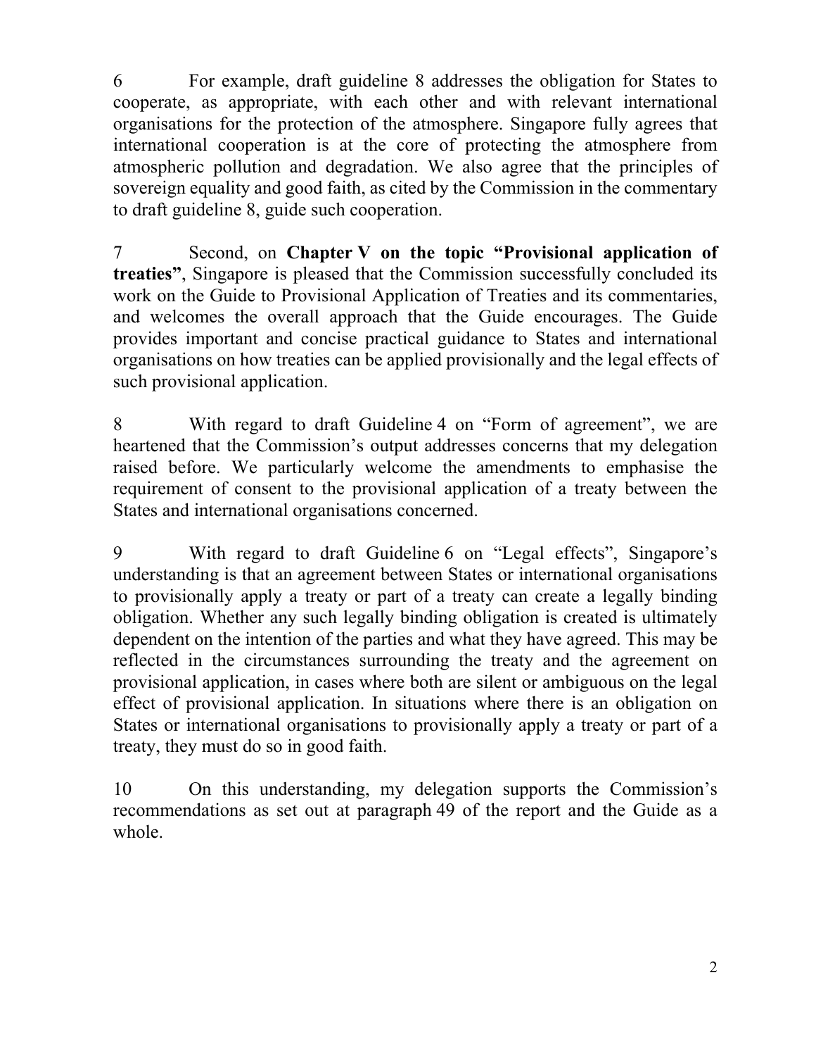6 For example, draft guideline 8 addresses the obligation for States to cooperate, as appropriate, with each other and with relevant international organisations for the protection of the atmosphere. Singapore fully agrees that international cooperation is at the core of protecting the atmosphere from atmospheric pollution and degradation. We also agree that the principles of sovereign equality and good faith, as cited by the Commission in the commentary to draft guideline 8, guide such cooperation.

7 Second, on **Chapter V on the topic "Provisional application of treaties"**, Singapore is pleased that the Commission successfully concluded its work on the Guide to Provisional Application of Treaties and its commentaries, and welcomes the overall approach that the Guide encourages. The Guide provides important and concise practical guidance to States and international organisations on how treaties can be applied provisionally and the legal effects of such provisional application.

8 With regard to draft Guideline 4 on "Form of agreement", we are heartened that the Commission's output addresses concerns that my delegation raised before. We particularly welcome the amendments to emphasise the requirement of consent to the provisional application of a treaty between the States and international organisations concerned.

9 With regard to draft Guideline 6 on "Legal effects", Singapore's understanding is that an agreement between States or international organisations to provisionally apply a treaty or part of a treaty can create a legally binding obligation. Whether any such legally binding obligation is created is ultimately dependent on the intention of the parties and what they have agreed. This may be reflected in the circumstances surrounding the treaty and the agreement on provisional application, in cases where both are silent or ambiguous on the legal effect of provisional application. In situations where there is an obligation on States or international organisations to provisionally apply a treaty or part of a treaty, they must do so in good faith.

10 On this understanding, my delegation supports the Commission's recommendations as set out at paragraph 49 of the report and the Guide as a whole.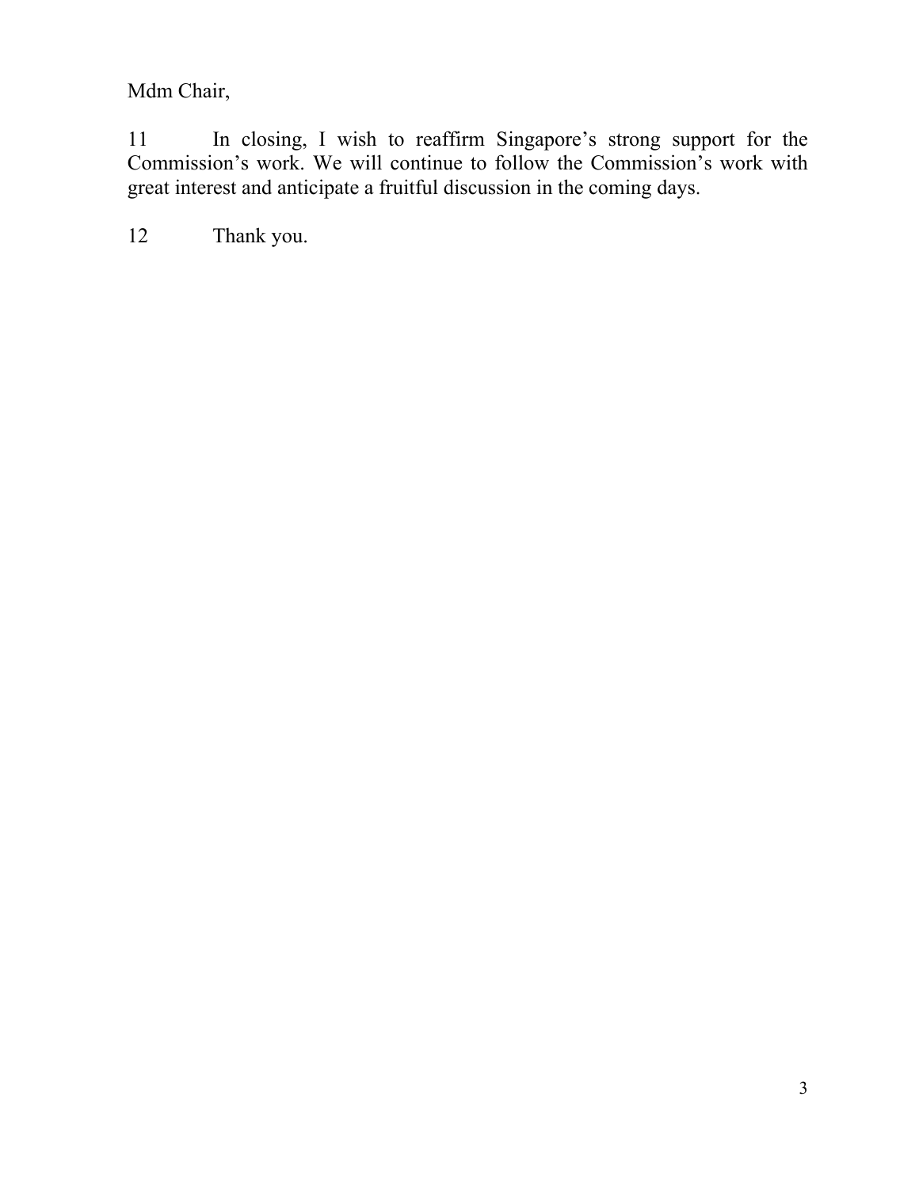Mdm Chair,

11 In closing, I wish to reaffirm Singapore's strong support for the Commission's work. We will continue to follow the Commission's work with great interest and anticipate a fruitful discussion in the coming days.

12 Thank you.